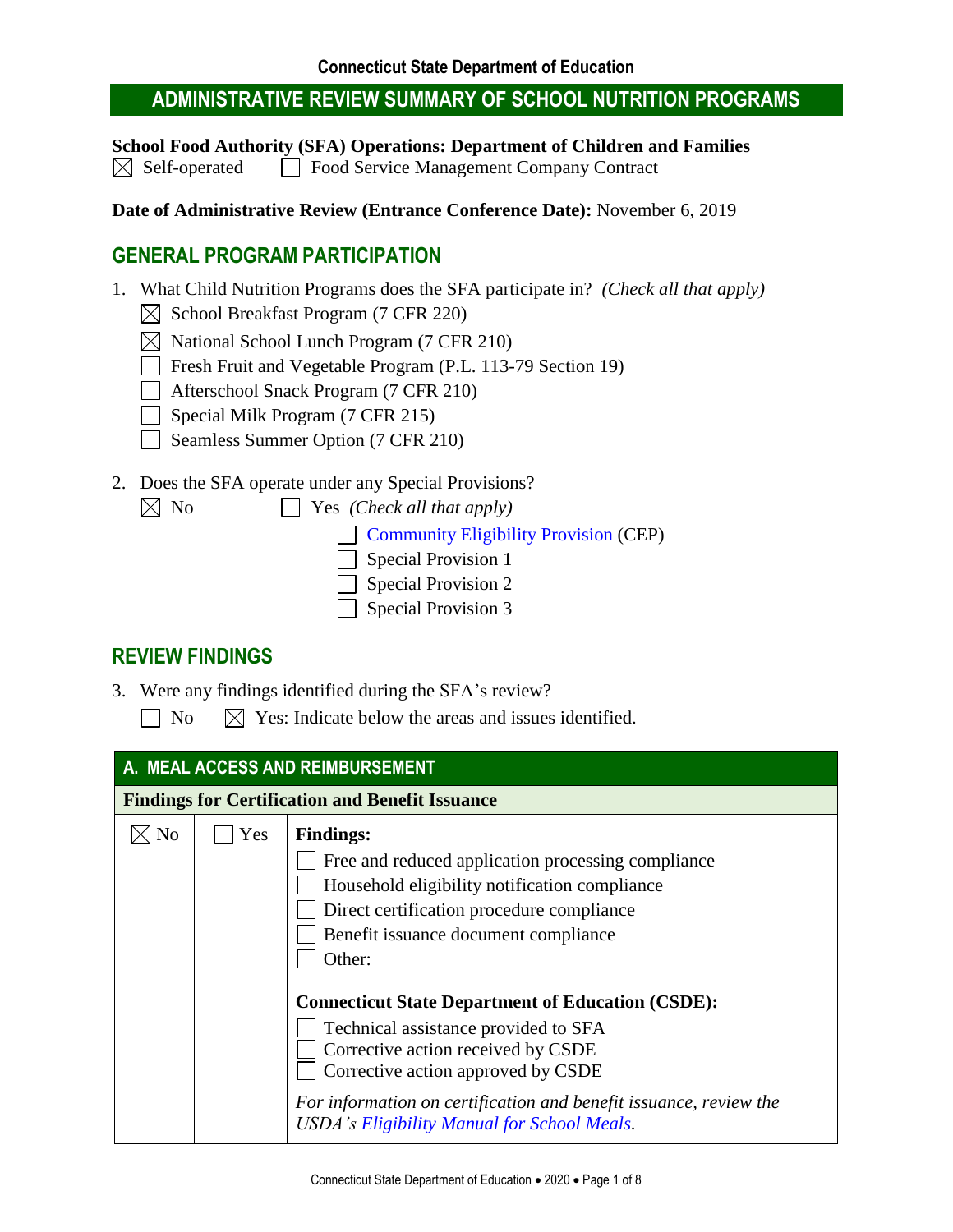**Connecticut State Department of Education**

# ADMINISTRATIVE REVIEW SUMMARY OF SCHOOL NUTRITION PROGRAMS

**School Food Authority (SFA) Operations: Department of Children and Families**
☒ Self-operated ☐ Food Service Management Company Contract

**Date of Administrative Review (Entrance Conference Date):** November 6, 2019

## GENERAL PROGRAM PARTICIPATION

1. What Child Nutrition Programs does the SFA participate in? *(Check all that apply)*
   - ☒ School Breakfast Program (7 CFR 220)
   - ☒ National School Lunch Program (7 CFR 210)
   - ☐ Fresh Fruit and Vegetable Program (P.L. 113-79 Section 19)
   - ☐ Afterschool Snack Program (7 CFR 210)
   - ☐ Special Milk Program (7 CFR 215)
   - ☐ Seamless Summer Option (7 CFR 210)

2. Does the SFA operate under any Special Provisions?
   ☒ No ☐ Yes *(Check all that apply)*
   - ☐ Community Eligibility Provision (CEP)
   - ☐ Special Provision 1
   - ☐ Special Provision 2
   - ☐ Special Provision 3

## REVIEW FINDINGS

3. Were any findings identified during the SFA's review?
   ☐ No ☒ Yes: Indicate below the areas and issues identified.

| A. MEAL ACCESS AND REIMBURSEMENT | | |
|---|---|---|
| **Findings for Certification and Benefit Issuance** | | |
| ☒ No | ☐ Yes | **Findings:**<br>☐ Free and reduced application processing compliance<br>☐ Household eligibility notification compliance<br>☐ Direct certification procedure compliance<br>☐ Benefit issuance document compliance<br>☐ Other:<br><br>**Connecticut State Department of Education (CSDE):**<br>☐ Technical assistance provided to SFA<br>☐ Corrective action received by CSDE<br>☐ Corrective action approved by CSDE<br><br>*For information on certification and benefit issuance, review the USDA's Eligibility Manual for School Meals.* |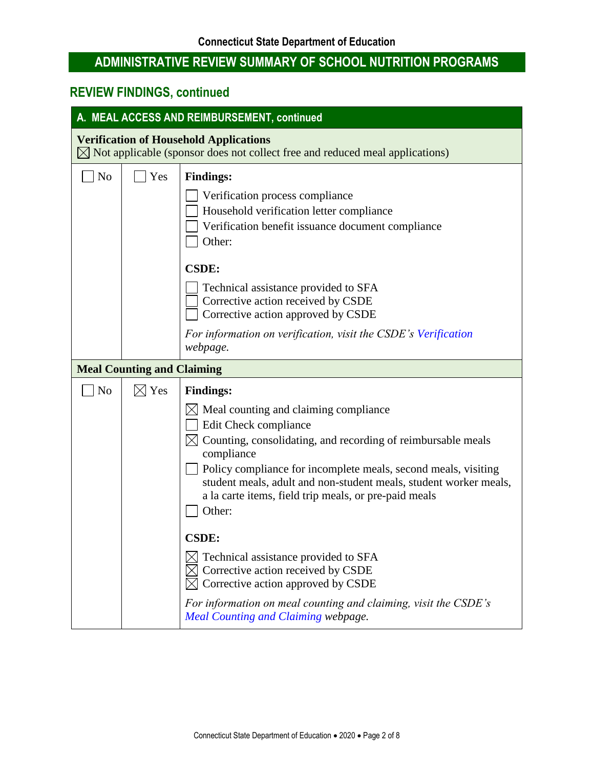## Connecticut State Department of Education

## ADMINISTRATIVE REVIEW SUMMARY OF SCHOOL NUTRITION PROGRAMS

## REVIEW FINDINGS, continued

| A. MEAL ACCESS AND REIMBURSEMENT, continued | | |
|---|---|---|
| **Verification of Household Applications**<br>☒ Not applicable (sponsor does not collect free and reduced meal applications) | | |
| ☐ No | ☐ Yes | **Findings:**<br>☐ Verification process compliance<br>☐ Household verification letter compliance<br>☐ Verification benefit issuance document compliance<br>☐ Other:<br><br>**CSDE:**<br>☐ Technical assistance provided to SFA<br>☐ Corrective action received by CSDE<br>☐ Corrective action approved by CSDE<br><br>*For information on verification, visit the CSDE's Verification webpage.* |
| **Meal Counting and Claiming** | | |
| ☐ No | ☒ Yes | **Findings:**<br>☒ Meal counting and claiming compliance<br>☐ Edit Check compliance<br>☒ Counting, consolidating, and recording of reimbursable meals compliance<br>☐ Policy compliance for incomplete meals, second meals, visiting student meals, adult and non-student meals, student worker meals, a la carte items, field trip meals, or pre-paid meals<br>☐ Other:<br><br>**CSDE:**<br>☒ Technical assistance provided to SFA<br>☒ Corrective action received by CSDE<br>☒ Corrective action approved by CSDE<br><br>*For information on meal counting and claiming, visit the CSDE's Meal Counting and Claiming webpage.* |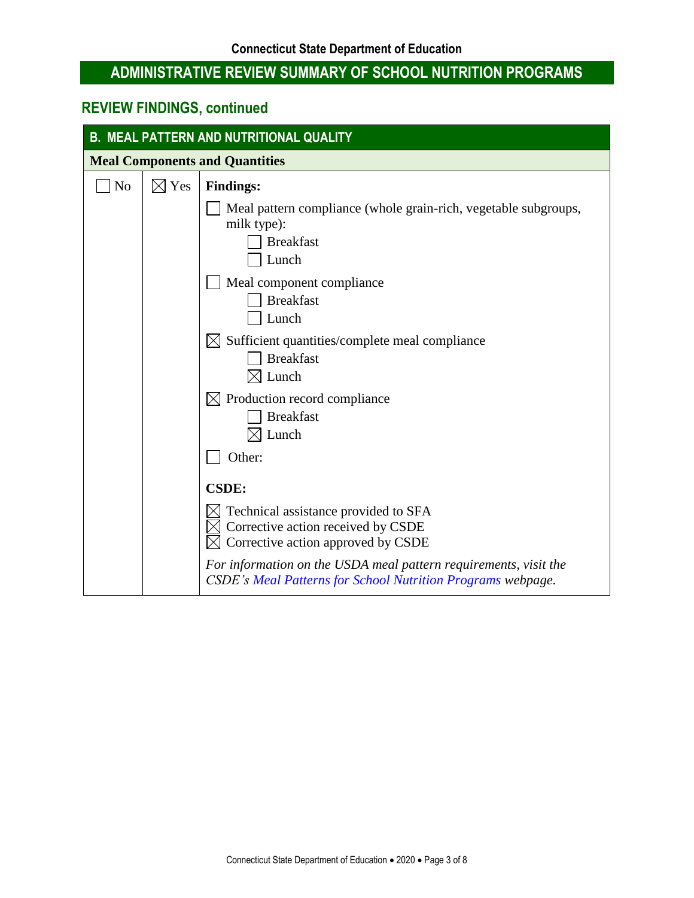## ADMINISTRATIVE REVIEW SUMMARY OF SCHOOL NUTRITION PROGRAMS

## REVIEW FINDINGS, continued

| B. MEAL PATTERN AND NUTRITIONAL QUALITY | | |
|---|---|---|
| **Meal Components and Quantities** | | |
| ☐ No | ☒ Yes | **Findings:**<br>☐ Meal pattern compliance (whole grain-rich, vegetable subgroups, milk type):<br>☐ Breakfast<br>☐ Lunch<br>☐ Meal component compliance<br>☐ Breakfast<br>☐ Lunch<br>☒ Sufficient quantities/complete meal compliance<br>☐ Breakfast<br>☒ Lunch<br>☒ Production record compliance<br>☐ Breakfast<br>☒ Lunch<br>☐ Other:<br><br>**CSDE:**<br>☒ Technical assistance provided to SFA<br>☒ Corrective action received by CSDE<br>☒ Corrective action approved by CSDE<br><br>*For information on the USDA meal pattern requirements, visit the CSDE's Meal Patterns for School Nutrition Programs webpage.* |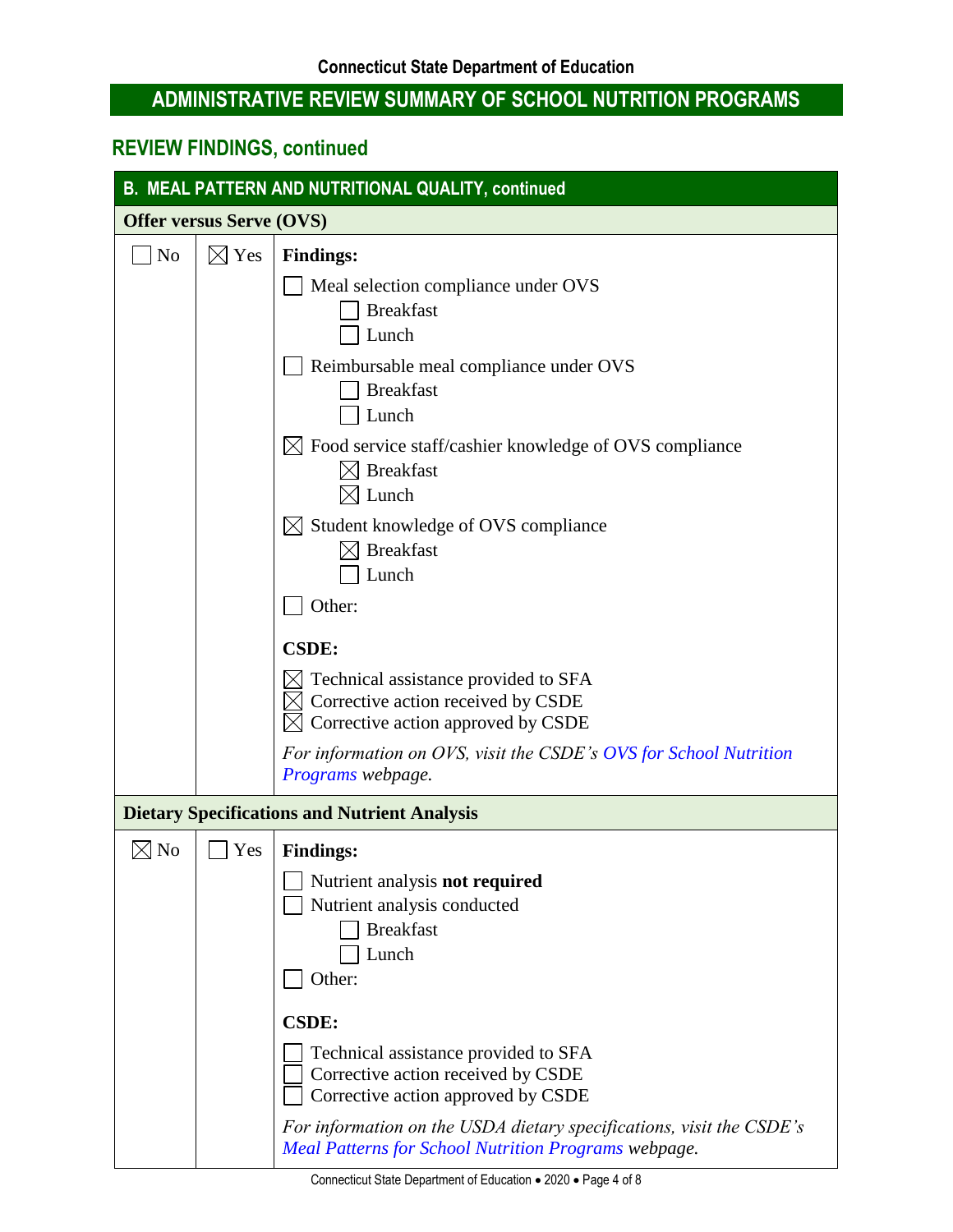Connecticut State Department of Education

# ADMINISTRATIVE REVIEW SUMMARY OF SCHOOL NUTRITION PROGRAMS

## REVIEW FINDINGS, continued

### B. MEAL PATTERN AND NUTRITIONAL QUALITY, continued

**Offer versus Serve (OVS)**

| No | Yes | Findings |
|---|---|---|
| ☐ No | ☒ Yes | **Findings:**<br>☐ Meal selection compliance under OVS<br>  ☐ Breakfast<br>  ☐ Lunch<br>☐ Reimbursable meal compliance under OVS<br>  ☐ Breakfast<br>  ☐ Lunch<br>☒ Food service staff/cashier knowledge of OVS compliance<br>  ☒ Breakfast<br>  ☒ Lunch<br>☒ Student knowledge of OVS compliance<br>  ☒ Breakfast<br>  ☐ Lunch<br>☐ Other:<br><br>**CSDE:**<br>☒ Technical assistance provided to SFA<br>☒ Corrective action received by CSDE<br>☒ Corrective action approved by CSDE<br><br>*For information on OVS, visit the CSDE's OVS for School Nutrition Programs webpage.* |

**Dietary Specifications and Nutrient Analysis**

| No | Yes | Findings |
|---|---|---|
| ☒ No | ☐ Yes | **Findings:**<br>☐ Nutrient analysis **not required**<br>☐ Nutrient analysis conducted<br>  ☐ Breakfast<br>  ☐ Lunch<br>☐ Other:<br><br>**CSDE:**<br>☐ Technical assistance provided to SFA<br>☐ Corrective action received by CSDE<br>☐ Corrective action approved by CSDE<br><br>*For information on the USDA dietary specifications, visit the CSDE's Meal Patterns for School Nutrition Programs webpage.* |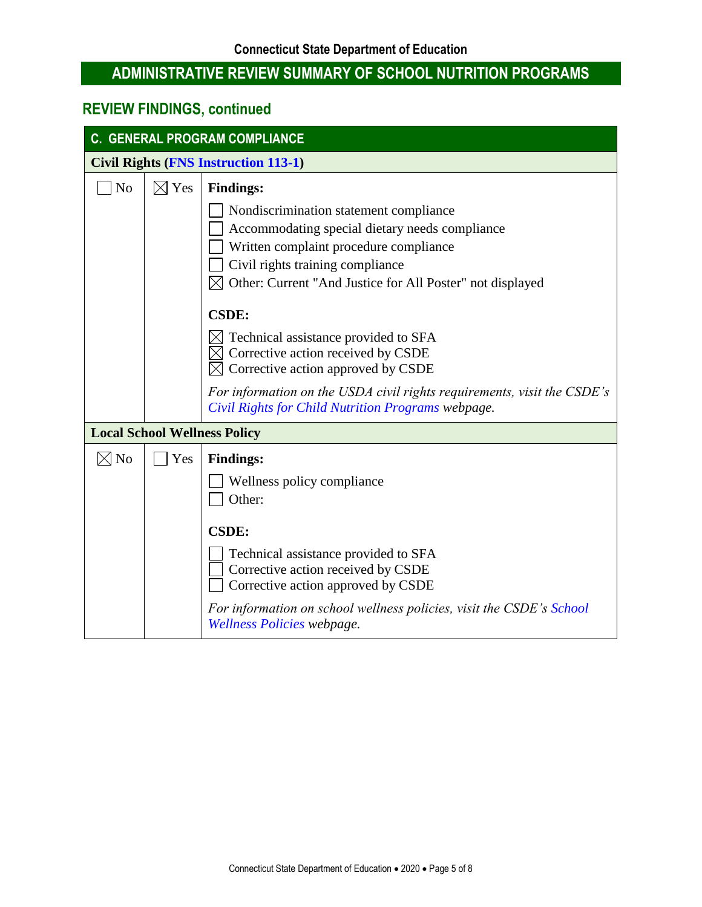**Connecticut State Department of Education**

## ADMINISTRATIVE REVIEW SUMMARY OF SCHOOL NUTRITION PROGRAMS

## REVIEW FINDINGS, continued

### C. GENERAL PROGRAM COMPLIANCE

**Civil Rights (FNS Instruction 113-1)**

| No | Yes | Findings |
|---|---|---|
| ☐ No | ☒ Yes | **Findings:**<br>☐ Nondiscrimination statement compliance<br>☐ Accommodating special dietary needs compliance<br>☐ Written complaint procedure compliance<br>☐ Civil rights training compliance<br>☒ Other: Current "And Justice for All Poster" not displayed<br><br>**CSDE:**<br>☒ Technical assistance provided to SFA<br>☒ Corrective action received by CSDE<br>☒ Corrective action approved by CSDE<br><br>*For information on the USDA civil rights requirements, visit the CSDE's Civil Rights for Child Nutrition Programs webpage.* |

**Local School Wellness Policy**

| No | Yes | Findings |
|---|---|---|
| ☒ No | ☐ Yes | **Findings:**<br>☐ Wellness policy compliance<br>☐ Other:<br><br>**CSDE:**<br>☐ Technical assistance provided to SFA<br>☐ Corrective action received by CSDE<br>☐ Corrective action approved by CSDE<br><br>*For information on school wellness policies, visit the CSDE's School Wellness Policies webpage.* |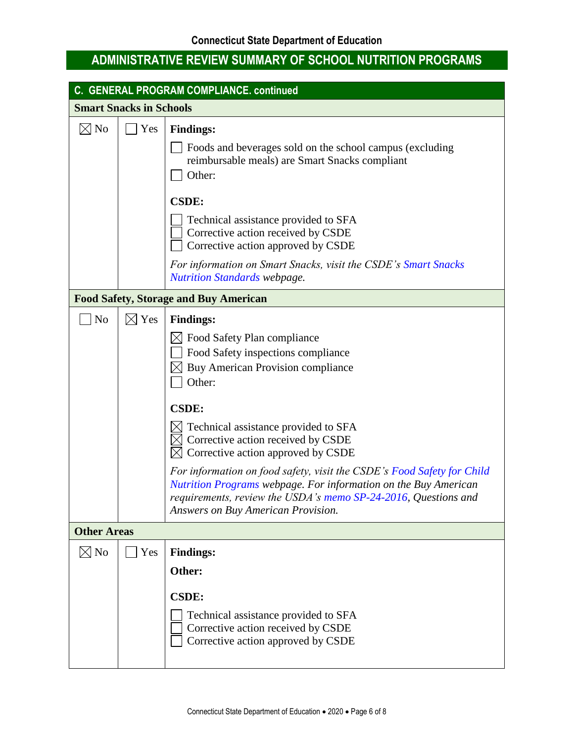### C. GENERAL PROGRAM COMPLIANCE. continued

**Smart Snacks in Schools**

| No | Yes | |
|---|---|---|
| ☒ No | ☐ Yes | **Findings:**<br>☐ Foods and beverages sold on the school campus (excluding reimbursable meals) are Smart Snacks compliant<br>☐ Other:<br><br>**CSDE:**<br>☐ Technical assistance provided to SFA<br>☐ Corrective action received by CSDE<br>☐ Corrective action approved by CSDE<br><br>*For information on Smart Snacks, visit the CSDE's Smart Snacks Nutrition Standards webpage.* |

**Food Safety, Storage and Buy American**

| No | Yes | |
|---|---|---|
| ☐ No | ☒ Yes | **Findings:**<br>☒ Food Safety Plan compliance<br>☐ Food Safety inspections compliance<br>☒ Buy American Provision compliance<br>☐ Other:<br><br>**CSDE:**<br>☒ Technical assistance provided to SFA<br>☒ Corrective action received by CSDE<br>☒ Corrective action approved by CSDE<br><br>*For information on food safety, visit the CSDE's Food Safety for Child Nutrition Programs webpage. For information on the Buy American requirements, review the USDA's memo SP-24-2016, Questions and Answers on Buy American Provision.* |

**Other Areas**

| No | Yes | |
|---|---|---|
| ☒ No | ☐ Yes | **Findings:**<br>**Other:**<br><br>**CSDE:**<br>☐ Technical assistance provided to SFA<br>☐ Corrective action received by CSDE<br>☐ Corrective action approved by CSDE |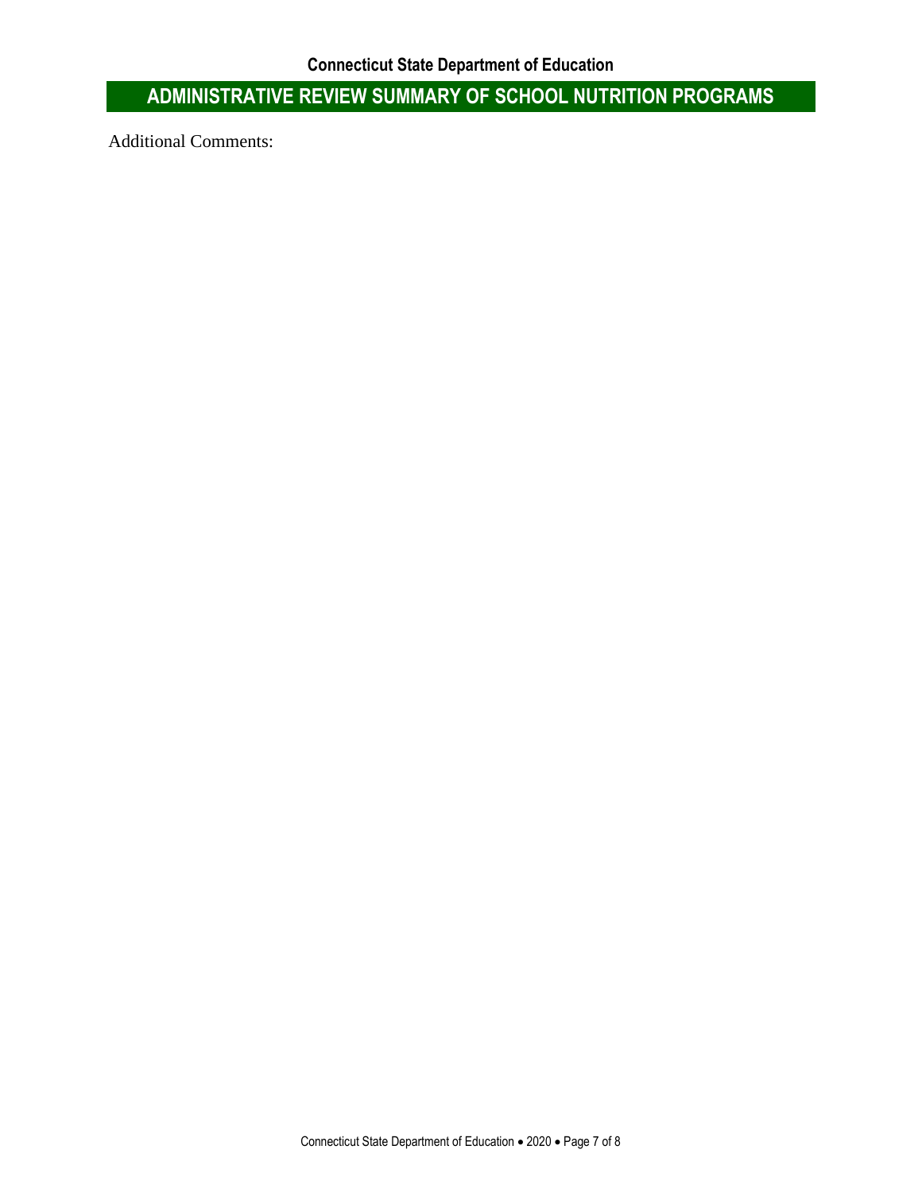Additional Comments: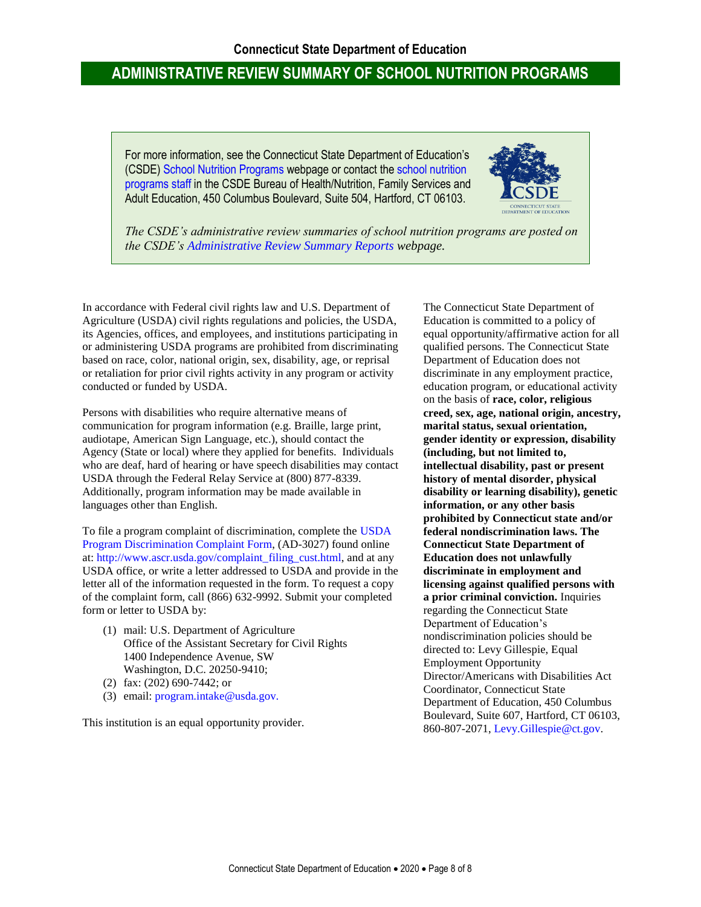**Connecticut State Department of Education**

# ADMINISTRATIVE REVIEW SUMMARY OF SCHOOL NUTRITION PROGRAMS

For more information, see the Connecticut State Department of Education's (CSDE) School Nutrition Programs webpage or contact the school nutrition programs staff in the CSDE Bureau of Health/Nutrition, Family Services and Adult Education, 450 Columbus Boulevard, Suite 504, Hartford, CT 06103.

*The CSDE's administrative review summaries of school nutrition programs are posted on the CSDE's Administrative Review Summary Reports webpage.*

In accordance with Federal civil rights law and U.S. Department of Agriculture (USDA) civil rights regulations and policies, the USDA, its Agencies, offices, and employees, and institutions participating in or administering USDA programs are prohibited from discriminating based on race, color, national origin, sex, disability, age, or reprisal or retaliation for prior civil rights activity in any program or activity conducted or funded by USDA.

Persons with disabilities who require alternative means of communication for program information (e.g. Braille, large print, audiotape, American Sign Language, etc.), should contact the Agency (State or local) where they applied for benefits. Individuals who are deaf, hard of hearing or have speech disabilities may contact USDA through the Federal Relay Service at (800) 877-8339. Additionally, program information may be made available in languages other than English.

To file a program complaint of discrimination, complete the USDA Program Discrimination Complaint Form, (AD-3027) found online at: http://www.ascr.usda.gov/complaint_filing_cust.html, and at any USDA office, or write a letter addressed to USDA and provide in the letter all of the information requested in the form. To request a copy of the complaint form, call (866) 632-9992. Submit your completed form or letter to USDA by:

(1) mail: U.S. Department of Agriculture
Office of the Assistant Secretary for Civil Rights
1400 Independence Avenue, SW
Washington, D.C. 20250-9410;

(2) fax: (202) 690-7442; or

(3) email: program.intake@usda.gov.

This institution is an equal opportunity provider.

The Connecticut State Department of Education is committed to a policy of equal opportunity/affirmative action for all qualified persons. The Connecticut State Department of Education does not discriminate in any employment practice, education program, or educational activity on the basis of **race, color, religious creed, sex, age, national origin, ancestry, marital status, sexual orientation, gender identity or expression, disability (including, but not limited to, intellectual disability, past or present history of mental disorder, physical disability or learning disability), genetic information, or any other basis prohibited by Connecticut state and/or federal nondiscrimination laws. The Connecticut State Department of Education does not unlawfully discriminate in employment and licensing against qualified persons with a prior criminal conviction.** Inquiries regarding the Connecticut State Department of Education's nondiscrimination policies should be directed to: Levy Gillespie, Equal Employment Opportunity Director/Americans with Disabilities Act Coordinator, Connecticut State Department of Education, 450 Columbus Boulevard, Suite 607, Hartford, CT 06103, 860-807-2071, Levy.Gillespie@ct.gov.